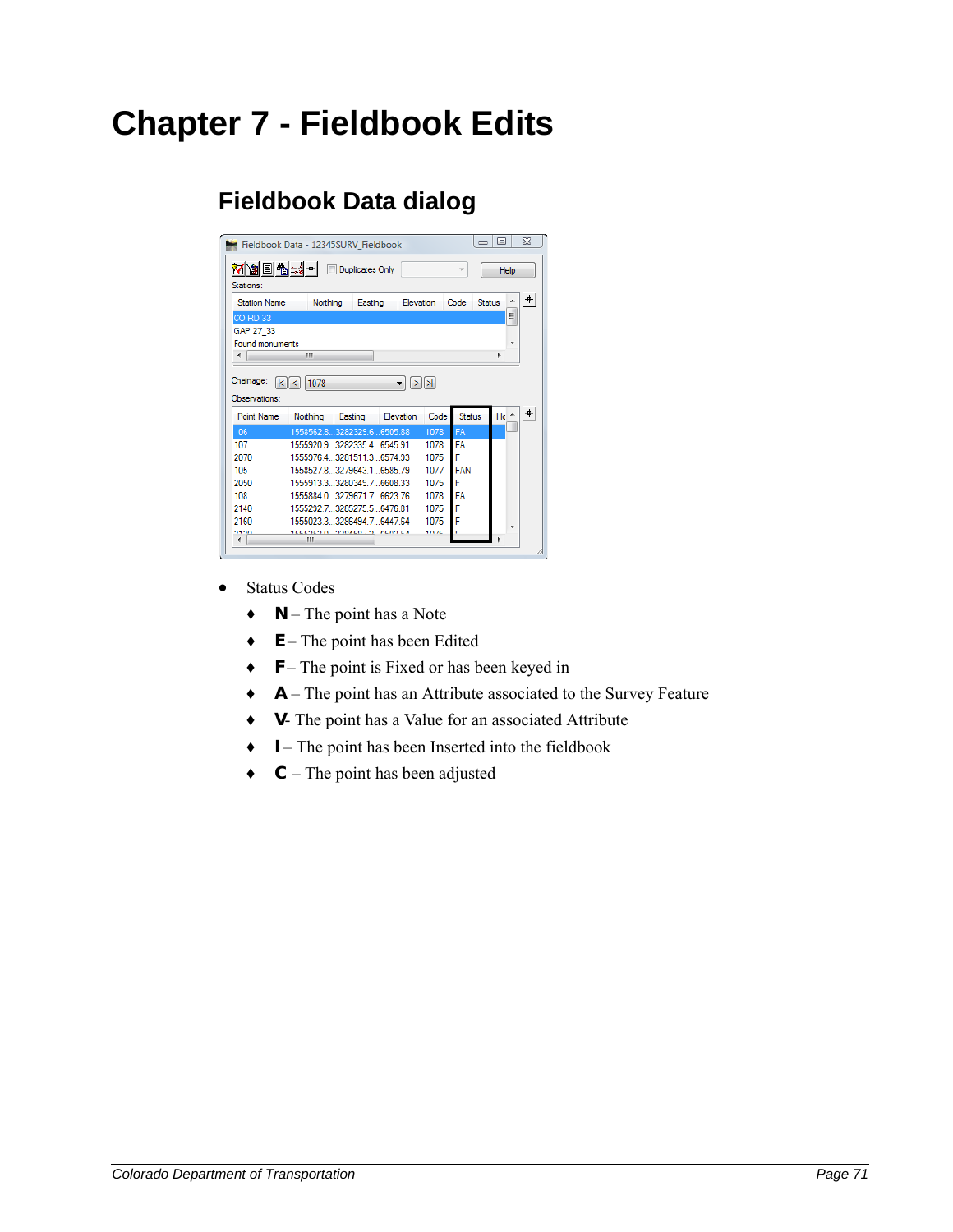# Chapter 7 - Fieldbook Edits

## Fieldbook Data dialog

- Status Codes
  - **N** – The point has a Note
  - **E** – The point has been Edited
  - **F** – The point is Fixed or has been keyed in
  - **A** – The point has an Attribute associated to the Survey Feature
  - **V**- The point has a Value for an associated Attribute
  - **I** – The point has been Inserted into the fieldbook
  - **C** – The point has been adjusted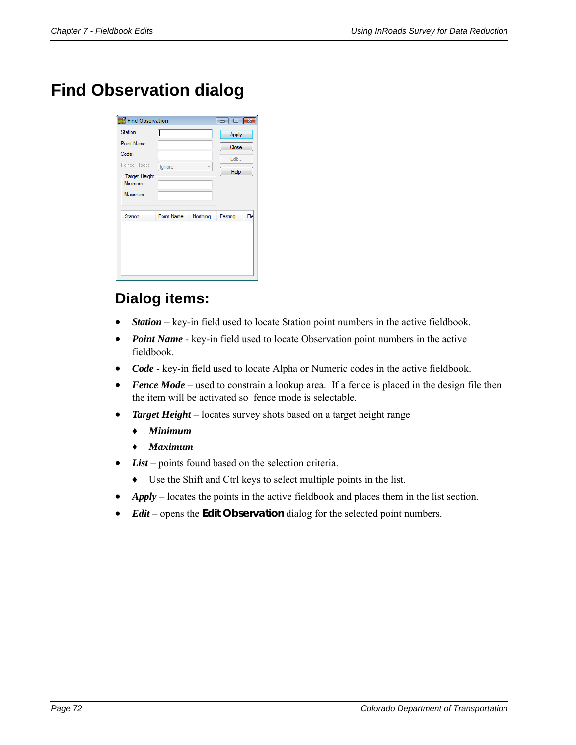# Find Observation dialog

## Dialog items:

- ***Station*** – key-in field used to locate Station point numbers in the active fieldbook.
- ***Point Name*** - key-in field used to locate Observation point numbers in the active fieldbook.
- ***Code*** - key-in field used to locate Alpha or Numeric codes in the active fieldbook.
- ***Fence Mode*** – used to constrain a lookup area. If a fence is placed in the design file then the item will be activated so fence mode is selectable.
- ***Target Height*** – locates survey shots based on a target height range
    - ***Minimum***
    - ***Maximum***
- ***List*** – points found based on the selection criteria.
    - Use the Shift and Ctrl keys to select multiple points in the list.
- ***Apply*** – locates the points in the active fieldbook and places them in the list section.
- ***Edit*** – opens the **Edit Observation** dialog for the selected point numbers.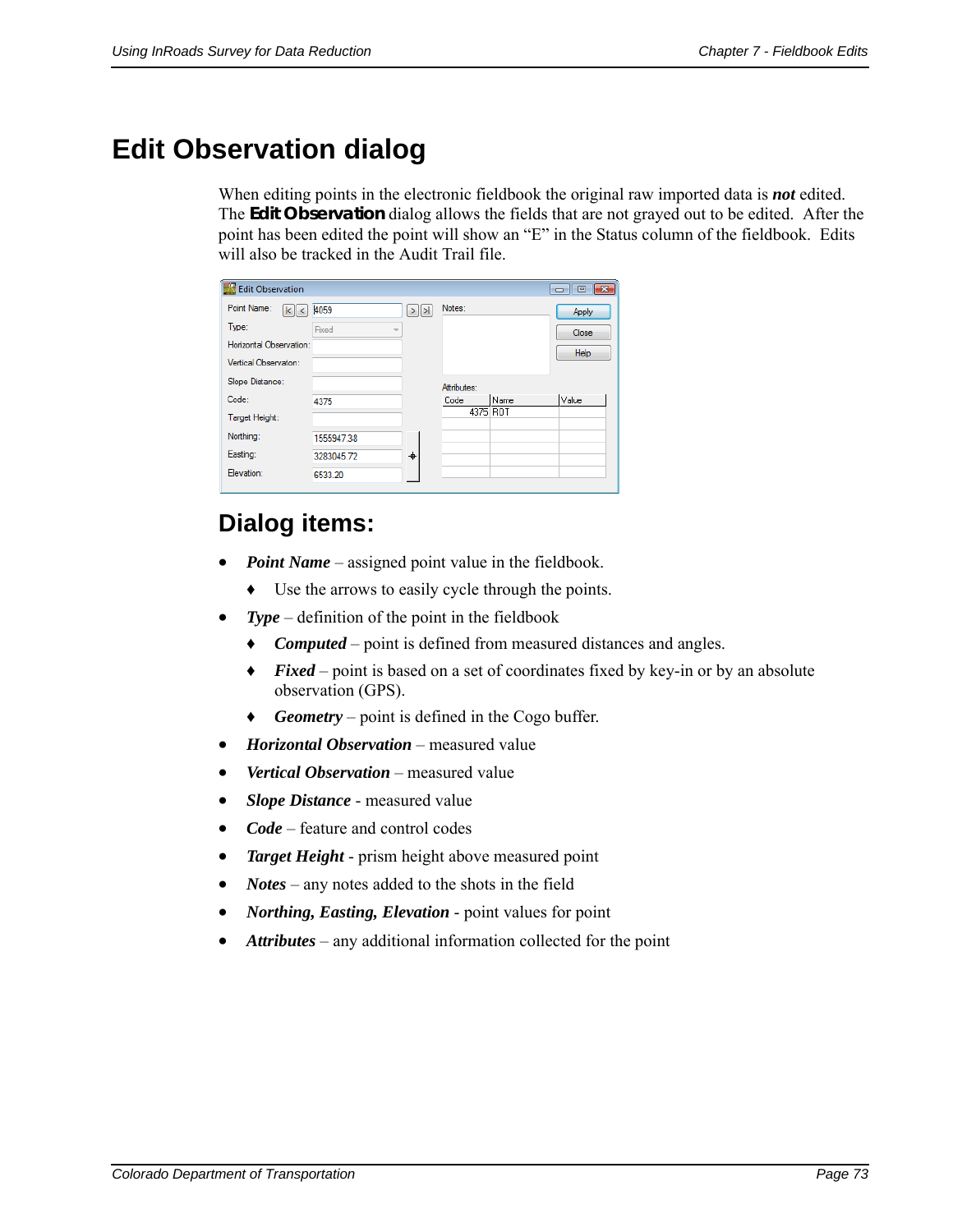# Edit Observation dialog

When editing points in the electronic fieldbook the original raw imported data is ***not*** edited. The **Edit Observation** dialog allows the fields that are not grayed out to be edited. After the point has been edited the point will show an "E" in the Status column of the fieldbook. Edits will also be tracked in the Audit Trail file.

## Dialog items:

- ***Point Name*** – assigned point value in the fieldbook.
  - Use the arrows to easily cycle through the points.
- ***Type*** – definition of the point in the fieldbook
  - ***Computed*** – point is defined from measured distances and angles.
  - ***Fixed*** – point is based on a set of coordinates fixed by key-in or by an absolute observation (GPS).
  - ***Geometry*** – point is defined in the Cogo buffer.
- ***Horizontal Observation*** – measured value
- ***Vertical Observation*** – measured value
- ***Slope Distance*** - measured value
- ***Code*** – feature and control codes
- ***Target Height*** - prism height above measured point
- ***Notes*** – any notes added to the shots in the field
- ***Northing, Easting, Elevation*** - point values for point
- ***Attributes*** – any additional information collected for the point